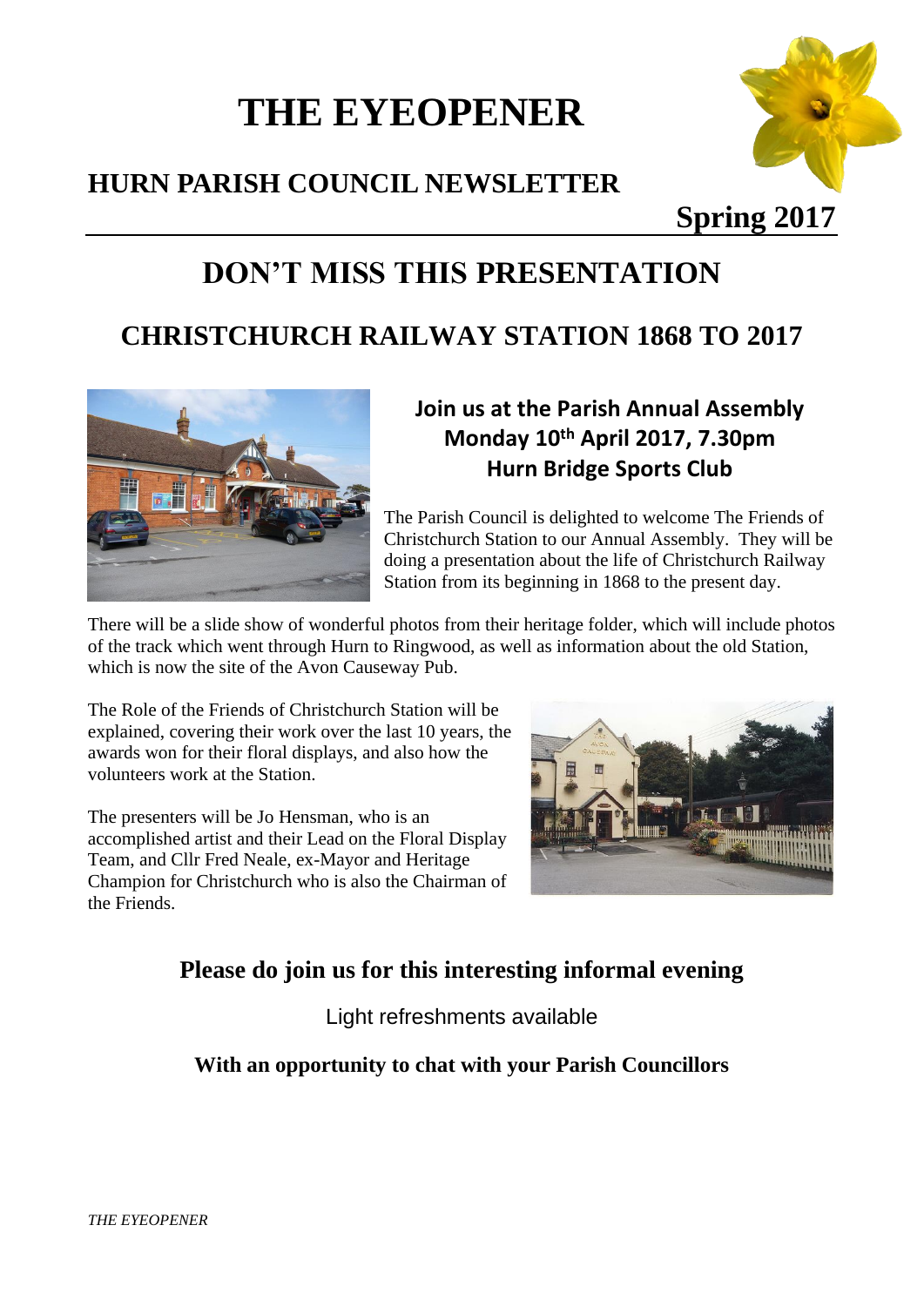# THE EYEOPENER

## HURN PARISH COUNCIL NEWSLETTER

**Spring 2017**

## DON'T MISS THIS PRESENTATION

## CHRISTCHURCH RAILWAY STATION 1868 TO 2017

**Join us at the Parish Annual Assembly**
**Monday 10th April 2017, 7.30pm**
**Hurn Bridge Sports Club**

The Parish Council is delighted to welcome The Friends of Christchurch Station to our Annual Assembly. They will be doing a presentation about the life of Christchurch Railway Station from its beginning in 1868 to the present day.

There will be a slide show of wonderful photos from their heritage folder, which will include photos of the track which went through Hurn to Ringwood, as well as information about the old Station, which is now the site of the Avon Causeway Pub.

The Role of the Friends of Christchurch Station will be explained, covering their work over the last 10 years, the awards won for their floral displays, and also how the volunteers work at the Station.

The presenters will be Jo Hensman, who is an accomplished artist and their Lead on the Floral Display Team, and Cllr Fred Neale, ex-Mayor and Heritage Champion for Christchurch who is also the Chairman of the Friends.

### Please do join us for this interesting informal evening

Light refreshments available

**With an opportunity to chat with your Parish Councillors**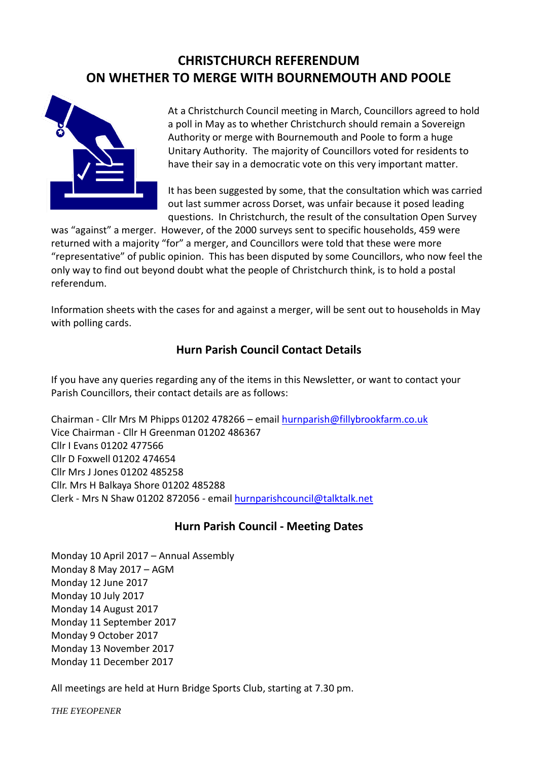# CHRISTCHURCH REFERENDUM ON WHETHER TO MERGE WITH BOURNEMOUTH AND POOLE

At a Christchurch Council meeting in March, Councillors agreed to hold a poll in May as to whether Christchurch should remain a Sovereign Authority or merge with Bournemouth and Poole to form a huge Unitary Authority. The majority of Councillors voted for residents to have their say in a democratic vote on this very important matter.

It has been suggested by some, that the consultation which was carried out last summer across Dorset, was unfair because it posed leading questions. In Christchurch, the result of the consultation Open Survey was "against" a merger. However, of the 2000 surveys sent to specific households, 459 were returned with a majority "for" a merger, and Councillors were told that these were more "representative" of public opinion. This has been disputed by some Councillors, who now feel the only way to find out beyond doubt what the people of Christchurch think, is to hold a postal referendum.

Information sheets with the cases for and against a merger, will be sent out to households in May with polling cards.

## Hurn Parish Council Contact Details

If you have any queries regarding any of the items in this Newsletter, or want to contact your Parish Councillors, their contact details are as follows:

Chairman - Cllr Mrs M Phipps 01202 478266 – email hurnparish@fillybrookfarm.co.uk
Vice Chairman - Cllr H Greenman 01202 486367
Cllr I Evans 01202 477566
Cllr D Foxwell 01202 474654
Cllr Mrs J Jones 01202 485258
Cllr. Mrs H Balkaya Shore 01202 485288
Clerk - Mrs N Shaw 01202 872056 - email hurnparishcouncil@talktalk.net

## Hurn Parish Council - Meeting Dates

Monday 10 April 2017 – Annual Assembly
Monday 8 May 2017 – AGM
Monday 12 June 2017
Monday 10 July 2017
Monday 14 August 2017
Monday 11 September 2017
Monday 9 October 2017
Monday 13 November 2017
Monday 11 December 2017

All meetings are held at Hurn Bridge Sports Club, starting at 7.30 pm.